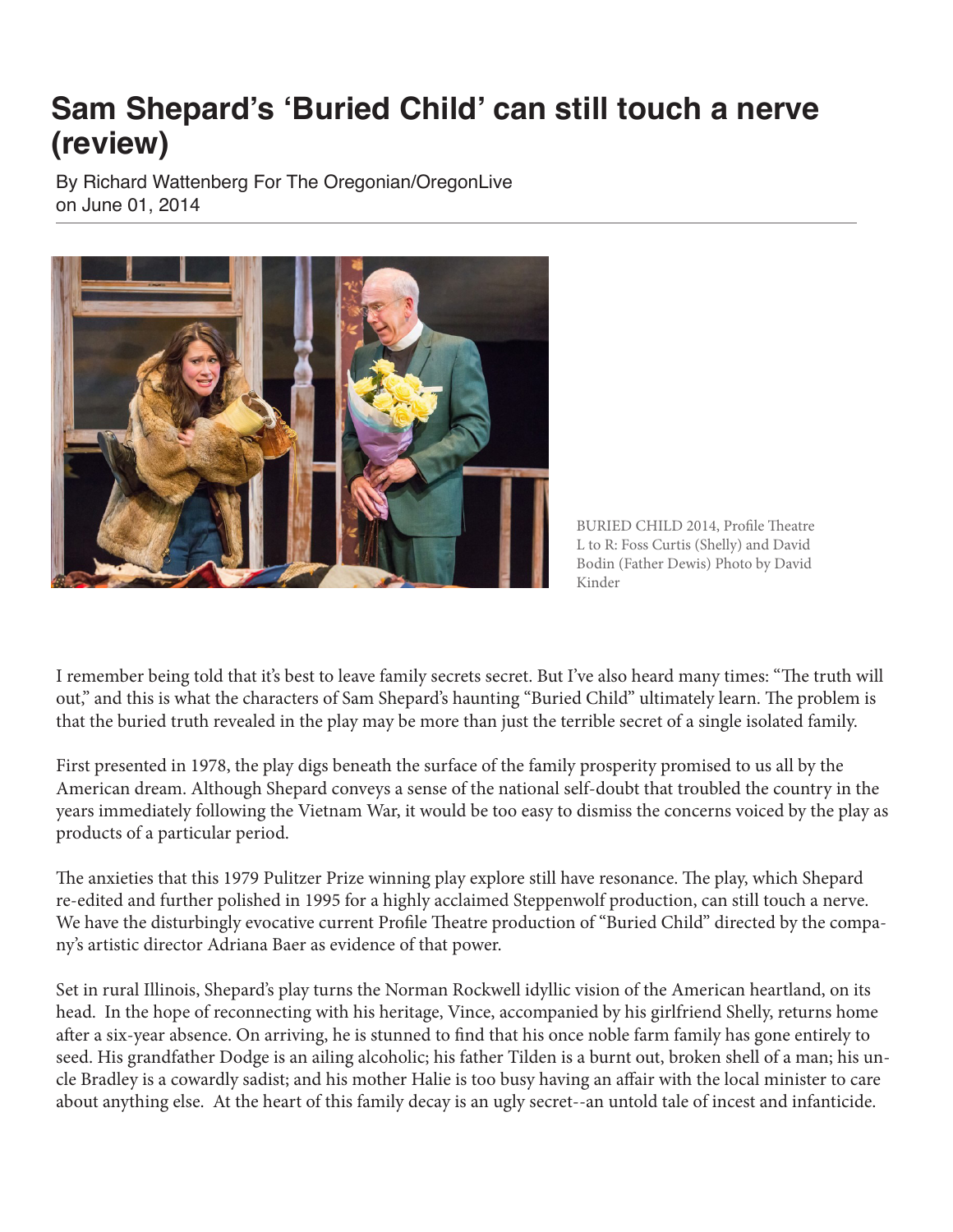# Sam Shepard's 'Buried Child' can still touch a nerve (review)

By Richard Wattenberg For The Oregonian/OregonLive
on June 01, 2014

BURIED CHILD 2014, Profile Theatre
L to R: Foss Curtis (Shelly) and David Bodin (Father Dewis) Photo by David Kinder

I remember being told that it's best to leave family secrets secret. But I've also heard many times: "The truth will out," and this is what the characters of Sam Shepard's haunting "Buried Child" ultimately learn. The problem is that the buried truth revealed in the play may be more than just the terrible secret of a single isolated family.

First presented in 1978, the play digs beneath the surface of the family prosperity promised to us all by the American dream. Although Shepard conveys a sense of the national self-doubt that troubled the country in the years immediately following the Vietnam War, it would be too easy to dismiss the concerns voiced by the play as products of a particular period.

The anxieties that this 1979 Pulitzer Prize winning play explore still have resonance. The play, which Shepard re-edited and further polished in 1995 for a highly acclaimed Steppenwolf production, can still touch a nerve. We have the disturbingly evocative current Profile Theatre production of "Buried Child" directed by the company's artistic director Adriana Baer as evidence of that power.

Set in rural Illinois, Shepard's play turns the Norman Rockwell idyllic vision of the American heartland, on its head. In the hope of reconnecting with his heritage, Vince, accompanied by his girlfriend Shelly, returns home after a six-year absence. On arriving, he is stunned to find that his once noble farm family has gone entirely to seed. His grandfather Dodge is an ailing alcoholic; his father Tilden is a burnt out, broken shell of a man; his uncle Bradley is a cowardly sadist; and his mother Halie is too busy having an affair with the local minister to care about anything else. At the heart of this family decay is an ugly secret--an untold tale of incest and infanticide.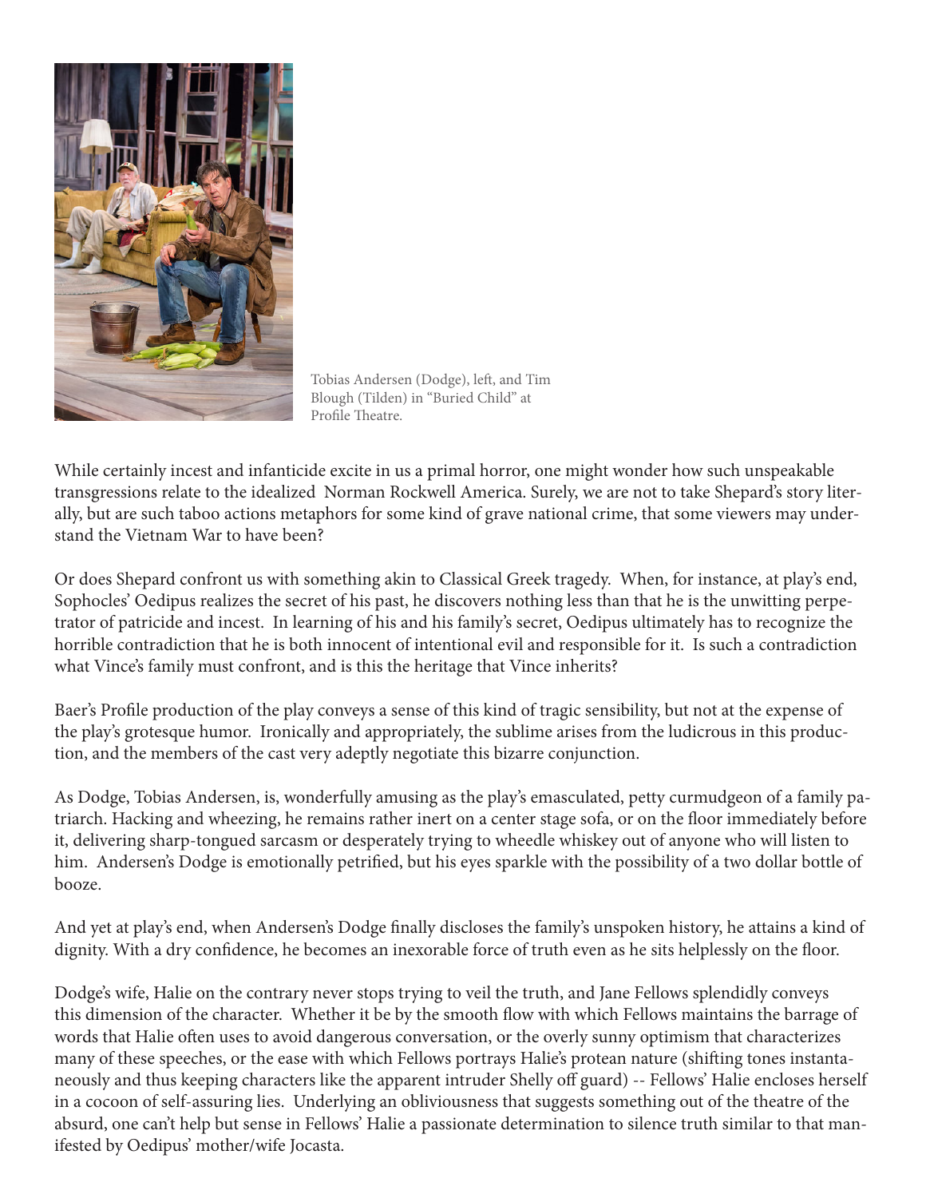Tobias Andersen (Dodge), left, and Tim Blough (Tilden) in "Buried Child" at Profile Theatre.

While certainly incest and infanticide excite in us a primal horror, one might wonder how such unspeakable transgressions relate to the idealized Norman Rockwell America. Surely, we are not to take Shepard's story literally, but are such taboo actions metaphors for some kind of grave national crime, that some viewers may understand the Vietnam War to have been?

Or does Shepard confront us with something akin to Classical Greek tragedy. When, for instance, at play's end, Sophocles' Oedipus realizes the secret of his past, he discovers nothing less than that he is the unwitting perpetrator of patricide and incest. In learning of his and his family's secret, Oedipus ultimately has to recognize the horrible contradiction that he is both innocent of intentional evil and responsible for it. Is such a contradiction what Vince's family must confront, and is this the heritage that Vince inherits?

Baer's Profile production of the play conveys a sense of this kind of tragic sensibility, but not at the expense of the play's grotesque humor. Ironically and appropriately, the sublime arises from the ludicrous in this production, and the members of the cast very adeptly negotiate this bizarre conjunction.

As Dodge, Tobias Andersen, is, wonderfully amusing as the play's emasculated, petty curmudgeon of a family patriarch. Hacking and wheezing, he remains rather inert on a center stage sofa, or on the floor immediately before it, delivering sharp-tongued sarcasm or desperately trying to wheedle whiskey out of anyone who will listen to him. Andersen's Dodge is emotionally petrified, but his eyes sparkle with the possibility of a two dollar bottle of booze.

And yet at play's end, when Andersen's Dodge finally discloses the family's unspoken history, he attains a kind of dignity. With a dry confidence, he becomes an inexorable force of truth even as he sits helplessly on the floor.

Dodge's wife, Halie on the contrary never stops trying to veil the truth, and Jane Fellows splendidly conveys this dimension of the character. Whether it be by the smooth flow with which Fellows maintains the barrage of words that Halie often uses to avoid dangerous conversation, or the overly sunny optimism that characterizes many of these speeches, or the ease with which Fellows portrays Halie's protean nature (shifting tones instantaneously and thus keeping characters like the apparent intruder Shelly off guard) -- Fellows' Halie encloses herself in a cocoon of self-assuring lies. Underlying an obliviousness that suggests something out of the theatre of the absurd, one can't help but sense in Fellows' Halie a passionate determination to silence truth similar to that manifested by Oedipus' mother/wife Jocasta.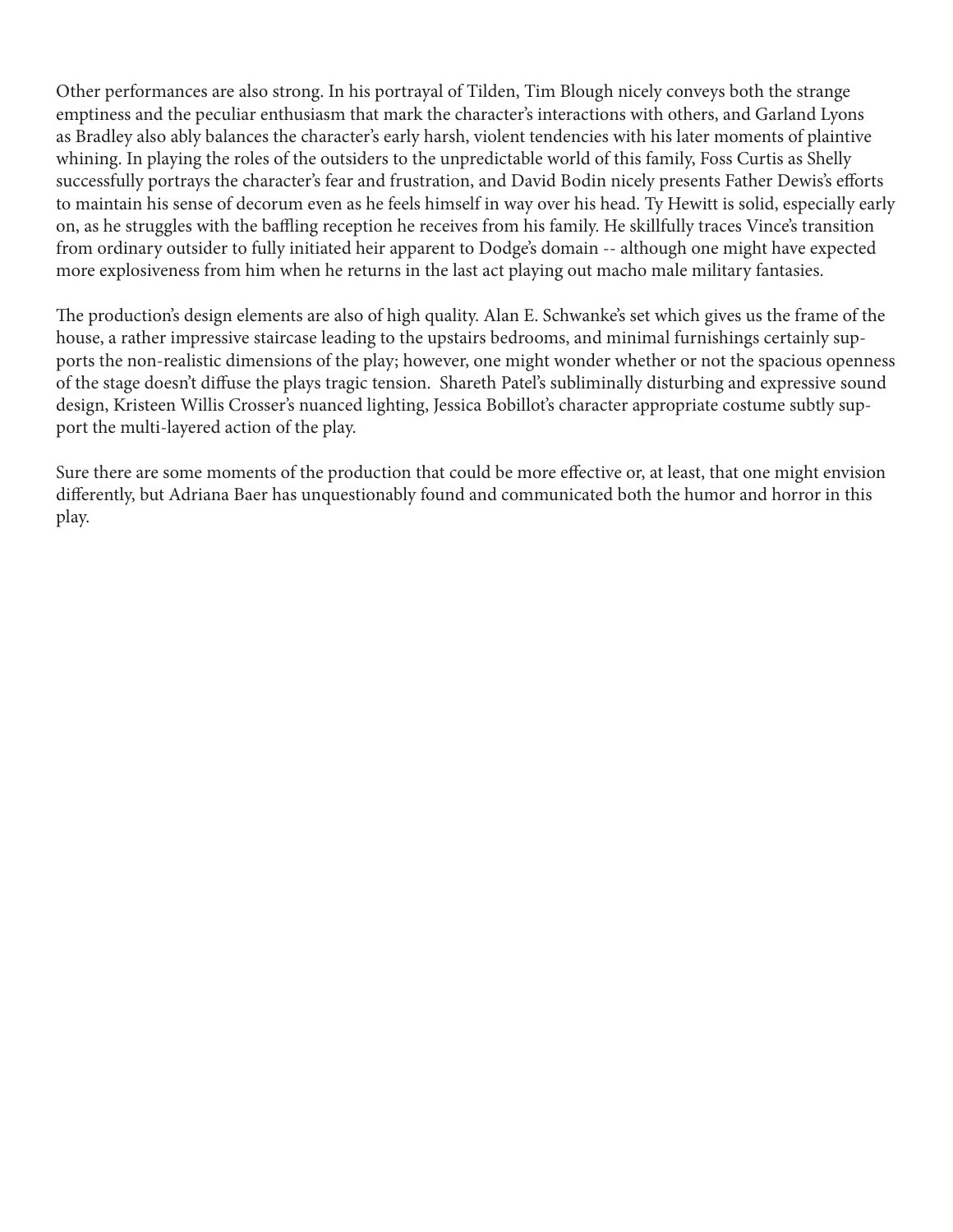Other performances are also strong. In his portrayal of Tilden, Tim Blough nicely conveys both the strange emptiness and the peculiar enthusiasm that mark the character's interactions with others, and Garland Lyons as Bradley also ably balances the character's early harsh, violent tendencies with his later moments of plaintive whining. In playing the roles of the outsiders to the unpredictable world of this family, Foss Curtis as Shelly successfully portrays the character's fear and frustration, and David Bodin nicely presents Father Dewis's efforts to maintain his sense of decorum even as he feels himself in way over his head. Ty Hewitt is solid, especially early on, as he struggles with the baffling reception he receives from his family. He skillfully traces Vince's transition from ordinary outsider to fully initiated heir apparent to Dodge's domain -- although one might have expected more explosiveness from him when he returns in the last act playing out macho male military fantasies.

The production's design elements are also of high quality. Alan E. Schwanke's set which gives us the frame of the house, a rather impressive staircase leading to the upstairs bedrooms, and minimal furnishings certainly supports the non-realistic dimensions of the play; however, one might wonder whether or not the spacious openness of the stage doesn't diffuse the plays tragic tension. Shareth Patel's subliminally disturbing and expressive sound design, Kristeen Willis Crosser's nuanced lighting, Jessica Bobillot's character appropriate costume subtly support the multi-layered action of the play.

Sure there are some moments of the production that could be more effective or, at least, that one might envision differently, but Adriana Baer has unquestionably found and communicated both the humor and horror in this play.